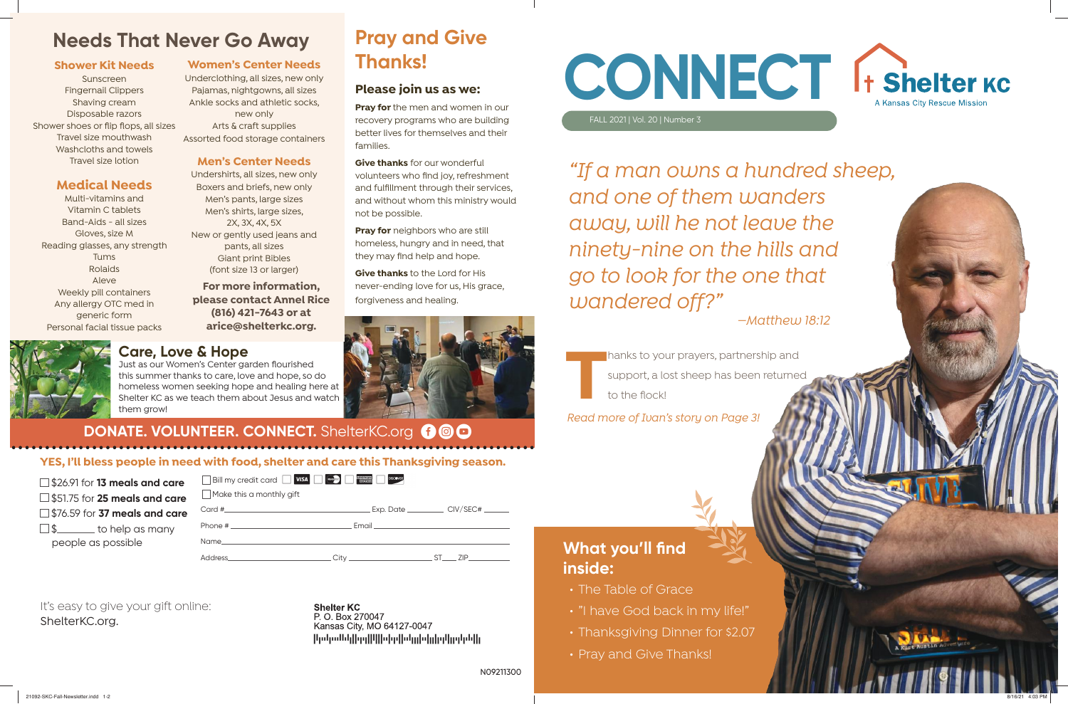# Needs That Never Go Away

### Shower Kit Needs

Sunscreen
Fingernail Clippers
Shaving cream
Disposable razors
Shower shoes or flip flops, all sizes
Travel size mouthwash
Washcloths and towels
Travel size lotion

### Medical Needs

Multi-vitamins and Vitamin C tablets
Band-Aids - all sizes
Gloves, size M
Reading glasses, any strength
Tums
Rolaids
Aleve
Weekly pill containers
Any allergy OTC med in generic form
Personal facial tissue packs

### Women's Center Needs

Underclothing, all sizes, new only
Pajamas, nightgowns, all sizes
Ankle socks and athletic socks, new only
Arts & craft supplies
Assorted food storage containers

### Men's Center Needs

Undershirts, all sizes, new only
Boxers and briefs, new only
Men's pants, large sizes
Men's shirts, large sizes, 2X, 3X, 4X, 5X
New or gently used jeans and pants, all sizes
Giant print Bibles (font size 13 or larger)

**For more information, please contact Annel Rice (816) 421-7643 or at arice@shelterkc.org.**

## Care, Love & Hope

Just as our Women's Center garden flourished this summer thanks to care, love and hope, so do homeless women seeking hope and healing here at Shelter KC as we teach them about Jesus and watch them grow!

# Pray and Give Thanks!

### Please join us as we:

**Pray for** the men and women in our recovery programs who are building better lives for themselves and their families.

**Give thanks** for our wonderful volunteers who find joy, refreshment and fulfillment through their services, and without whom this ministry would not be possible.

**Pray for** neighbors who are still homeless, hungry and in need, that they may find help and hope.

**Give thanks** to the Lord for His never-ending love for us, His grace, forgiveness and healing.

**DONATE. VOLUNTEER. CONNECT.** ShelterKC.org

**YES, I'll bless people in need with food, shelter and care this Thanksgiving season.**

- ☐ $26.91 for **13 meals and care**
- ☐ $51.75 for **25 meals and care**
- ☐ $76.59 for **37 meals and care**
- ☐ $_______ to help as many people as possible

☐ Bill my credit card ☐ VISA ☐ MasterCard ☐ American Express ☐ Discover
☐ Make this a monthly gift

Card # ____________________ Exp. Date ________ CIV/SEC# ______
Phone # ____________________ Email ____________________
Name ____________________
Address ____________________ City ____________ ST____ ZIP______

It's easy to give your gift online: ShelterKC.org.

Shelter KC
P. O. Box 270047
Kansas City, MO 64127-0047

N09211300

# CONNECT

Shelter KC — A Kansas City Rescue Mission

FALL 2021 | Vol. 20 | Number 3

*"If a man owns a hundred sheep, and one of them wanders away, will he not leave the ninety-nine on the hills and go to look for the one that wandered off?"*

*–Matthew 18:12*

Thanks to your prayers, partnership and support, a lost sheep has been returned to the flock!

*Read more of Ivan's story on Page 3!*

## What you'll find inside:

- The Table of Grace
- "I have God back in my life!"
- Thanksgiving Dinner for $2.07
- Pray and Give Thanks!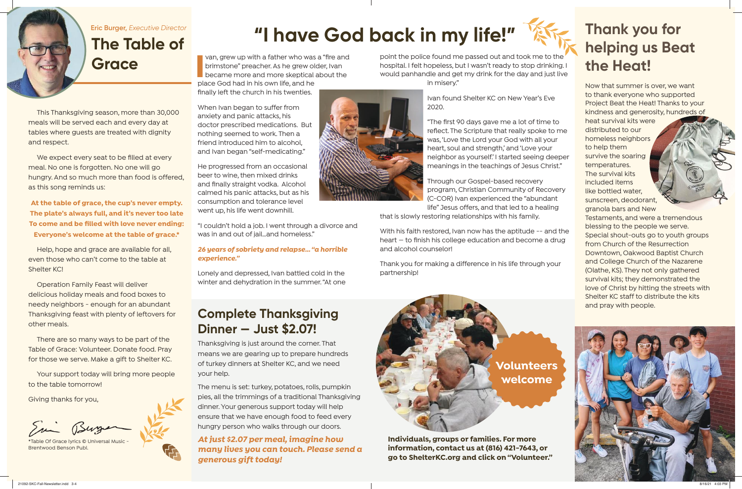Eric Burger, *Executive Director*

## The Table of Grace

This Thanksgiving season, more than 30,000 meals will be served each and every day at tables where guests are treated with dignity and respect.

We expect every seat to be filled at every meal. No one is forgotten. No one will go hungry. And so much more than food is offered, as this song reminds us:

**At the table of grace, the cup's never empty. The plate's always full, and it's never too late To come and be filled with love never ending: Everyone's welcome at the table of grace.***

Help, hope and grace are available for all, even those who can't come to the table at Shelter KC!

Operation Family Feast will deliver delicious holiday meals and food boxes to needy neighbors - enough for an abundant Thanksgiving feast with plenty of leftovers for other meals.

There are so many ways to be part of the Table of Grace: Volunteer. Donate food. Pray for those we serve. Make a gift to Shelter KC.

Your support today will bring more people to the table tomorrow!

Giving thanks for you,

*Table Of Grace lyrics © Universal Music - Brentwood Benson Publ.

# "I have God back in my life!"

Ivan, grew up with a father who was a "fire and brimstone" preacher. As he grew older, Ivan became more and more skeptical about the place God had in his own life, and he finally left the church in his twenties.

When Ivan began to suffer from anxiety and panic attacks, his doctor prescribed medications. But nothing seemed to work. Then a friend introduced him to alcohol, and Ivan began "self-medicating."

He progressed from an occasional beer to wine, then mixed drinks and finally straight vodka. Alcohol calmed his panic attacks, but as his consumption and tolerance level went up, his life went downhill.

"I couldn't hold a job. I went through a divorce and was in and out of jail…and homeless."

***26 years of sobriety and relapse… "a horrible experience."***

Lonely and depressed, Ivan battled cold in the winter and dehydration in the summer. "At one point the police found me passed out and took me to the hospital. I felt hopeless, but I wasn't ready to stop drinking. I would panhandle and get my drink for the day and just live in misery."

Ivan found Shelter KC on New Year's Eve 2020.

"The first 90 days gave me a lot of time to reflect. The Scripture that really spoke to me was, 'Love the Lord your God with all your heart, soul and strength,' and 'Love your neighbor as yourself.' I started seeing deeper meanings in the teachings of Jesus Christ."

Through our Gospel-based recovery program, Christian Community of Recovery (C-COR) Ivan experienced the "abundant life" Jesus offers, and that led to a healing that is slowly restoring relationships with his family.

With his faith restored, Ivan now has the aptitude -- and the heart — to finish his college education and become a drug and alcohol counselor!

Thank you for making a difference in his life through your partnership!

## Complete Thanksgiving Dinner — Just $2.07!

Thanksgiving is just around the corner. That means we are gearing up to prepare hundreds of turkey dinners at Shelter KC, and we need your help.

The menu is set: turkey, potatoes, rolls, pumpkin pies, all the trimmings of a traditional Thanksgiving dinner. Your generous support today will help ensure that we have enough food to feed every hungry person who walks through our doors.

***At just $2.07 per meal, imagine how many lives you can touch. Please send a generous gift today!***

**Volunteers welcome**

**Individuals, groups or families. For more information, contact us at (816) 421-7643, or go to ShelterKC.org and click on "Volunteer."**

## Thank you for helping us Beat the Heat!

Now that summer is over, we want to thank everyone who supported Project Beat the Heat! Thanks to your kindness and generosity, hundreds of heat survival kits were distributed to our homeless neighbors to help them survive the soaring temperatures. The survival kits included items like bottled water, sunscreen, deodorant, granola bars and New Testaments, and were a tremendous blessing to the people we serve. Special shout-outs go to youth groups from Church of the Resurrection Downtown, Oakwood Baptist Church and College Church of the Nazarene (Olathe, KS). They not only gathered survival kits; they demonstrated the love of Christ by hitting the streets with Shelter KC staff to distribute the kits and pray with people.